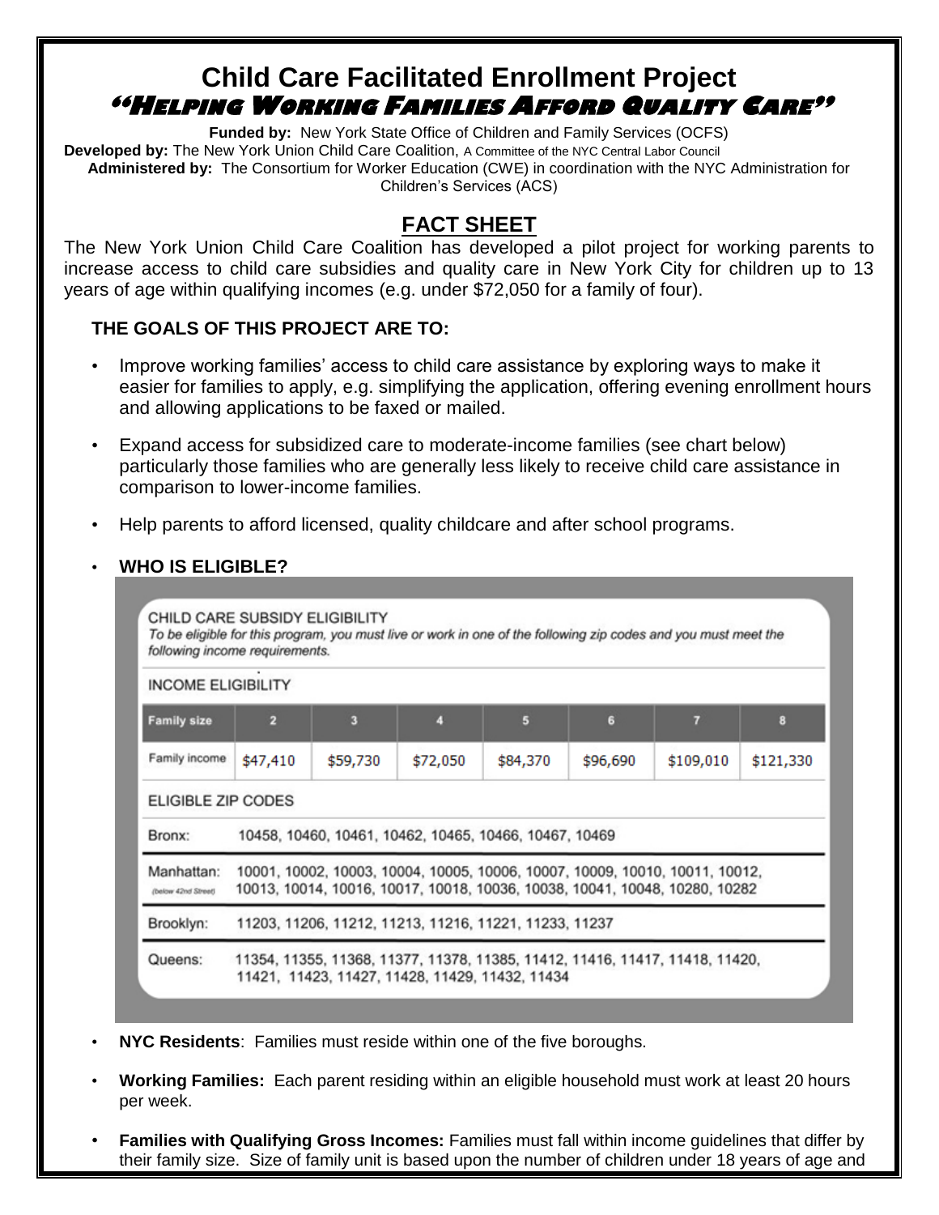# Child Care Facilitated Enrollment Project

## "Helping Working Families Afford Quality Care"

**Funded by:** New York State Office of Children and Family Services (OCFS)
**Developed by:** The New York Union Child Care Coalition, A Committee of the NYC Central Labor Council
**Administered by:** The Consortium for Worker Education (CWE) in coordination with the NYC Administration for Children's Services (ACS)

## FACT SHEET

The New York Union Child Care Coalition has developed a pilot project for working parents to increase access to child care subsidies and quality care in New York City for children up to 13 years of age within qualifying incomes (e.g. under $72,050 for a family of four).

### THE GOALS OF THIS PROJECT ARE TO:

- Improve working families' access to child care assistance by exploring ways to make it easier for families to apply, e.g. simplifying the application, offering evening enrollment hours and allowing applications to be faxed or mailed.
- Expand access for subsidized care to moderate-income families (see chart below) particularly those families who are generally less likely to receive child care assistance in comparison to lower-income families.
- Help parents to afford licensed, quality childcare and after school programs.
- **WHO IS ELIGIBLE?**

CHILD CARE SUBSIDY ELIGIBILITY

*To be eligible for this program, you must live or work in one of the following zip codes and you must meet the following income requirements.*

INCOME ELIGIBILITY

| Family size | 2 | 3 | 4 | 5 | 6 | 7 | 8 |
|---|---|---|---|---|---|---|---|
| Family income | $47,410 | $59,730 | $72,050 | $84,370 | $96,690 | $109,010 | $121,330 |

ELIGIBLE ZIP CODES

| Borough | Zip codes |
|---|---|
| Bronx: | 10458, 10460, 10461, 10462, 10465, 10466, 10467, 10469 |
| Manhattan: (below 42nd Street) | 10001, 10002, 10003, 10004, 10005, 10006, 10007, 10009, 10010, 10011, 10012, 10013, 10014, 10016, 10017, 10018, 10036, 10038, 10041, 10048, 10280, 10282 |
| Brooklyn: | 11203, 11206, 11212, 11213, 11216, 11221, 11233, 11237 |
| Queens: | 11354, 11355, 11368, 11377, 11378, 11385, 11412, 11416, 11417, 11418, 11420, 11421, 11423, 11427, 11428, 11429, 11432, 11434 |

- **NYC Residents**: Families must reside within one of the five boroughs.
- **Working Families:** Each parent residing within an eligible household must work at least 20 hours per week.
- **Families with Qualifying Gross Incomes:** Families must fall within income guidelines that differ by their family size. Size of family unit is based upon the number of children under 18 years of age and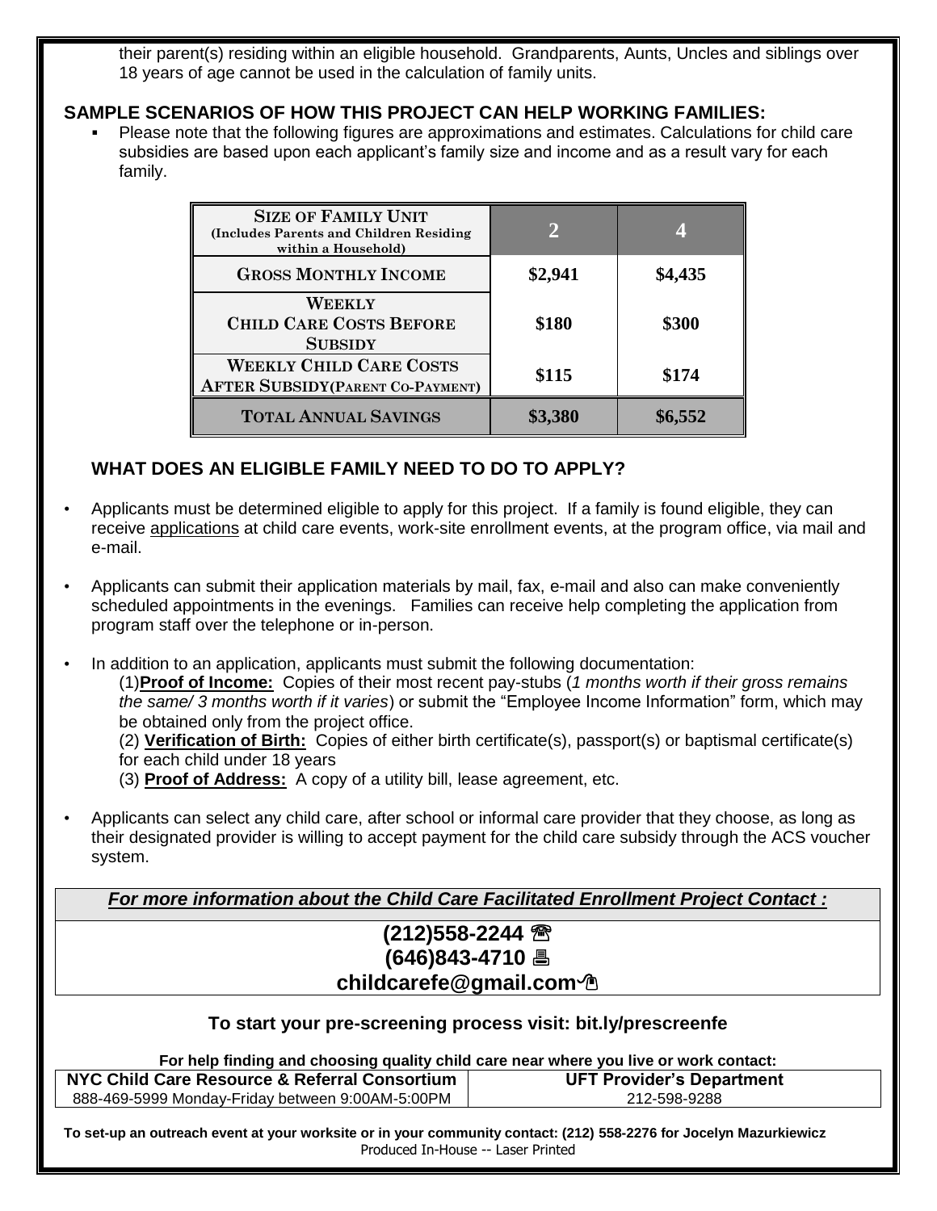their parent(s) residing within an eligible household. Grandparents, Aunts, Uncles and siblings over 18 years of age cannot be used in the calculation of family units.

## SAMPLE SCENARIOS OF HOW THIS PROJECT CAN HELP WORKING FAMILIES:

- Please note that the following figures are approximations and estimates. Calculations for child care subsidies are based upon each applicant's family size and income and as a result vary for each family.

| SIZE OF FAMILY UNIT (Includes Parents and Children Residing within a Household) | 2 | 4 |
|---|---|---|
| GROSS MONTHLY INCOME | $2,941 | $4,435 |
| WEEKLY CHILD CARE COSTS BEFORE SUBSIDY | $180 | $300 |
| WEEKLY CHILD CARE COSTS AFTER SUBSIDY(PARENT CO-PAYMENT) | $115 | $174 |
| TOTAL ANNUAL SAVINGS | $3,380 | $6,552 |

## WHAT DOES AN ELIGIBLE FAMILY NEED TO DO TO APPLY?

- Applicants must be determined eligible to apply for this project. If a family is found eligible, they can receive applications at child care events, work-site enrollment events, at the program office, via mail and e-mail.
- Applicants can submit their application materials by mail, fax, e-mail and also can make conveniently scheduled appointments in the evenings. Families can receive help completing the application from program staff over the telephone or in-person.
- In addition to an application, applicants must submit the following documentation:
  (1)**Proof of Income:** Copies of their most recent pay-stubs (*1 months worth if their gross remains the same/ 3 months worth if it varies*) or submit the "Employee Income Information" form, which may be obtained only from the project office.
  (2) **Verification of Birth:** Copies of either birth certificate(s), passport(s) or baptismal certificate(s) for each child under 18 years
  (3) **Proof of Address:** A copy of a utility bill, lease agreement, etc.
- Applicants can select any child care, after school or informal care provider that they choose, as long as their designated provider is willing to accept payment for the child care subsidy through the ACS voucher system.

***For more information about the Child Care Facilitated Enrollment Project Contact :***

**(212)558-2244 ☎**
**(646)843-4710 🖷**
**childcarefe@gmail.com**

**To start your pre-screening process visit: bit.ly/prescreenfe**

**For help finding and choosing quality child care near where you live or work contact:**

| NYC Child Care Resource & Referral Consortium | UFT Provider's Department |
|---|---|
| 888-469-5999 Monday-Friday between 9:00AM-5:00PM | 212-598-9288 |

**To set-up an outreach event at your worksite or in your community contact: (212) 558-2276 for Jocelyn Mazurkiewicz**

Produced In-House -- Laser Printed